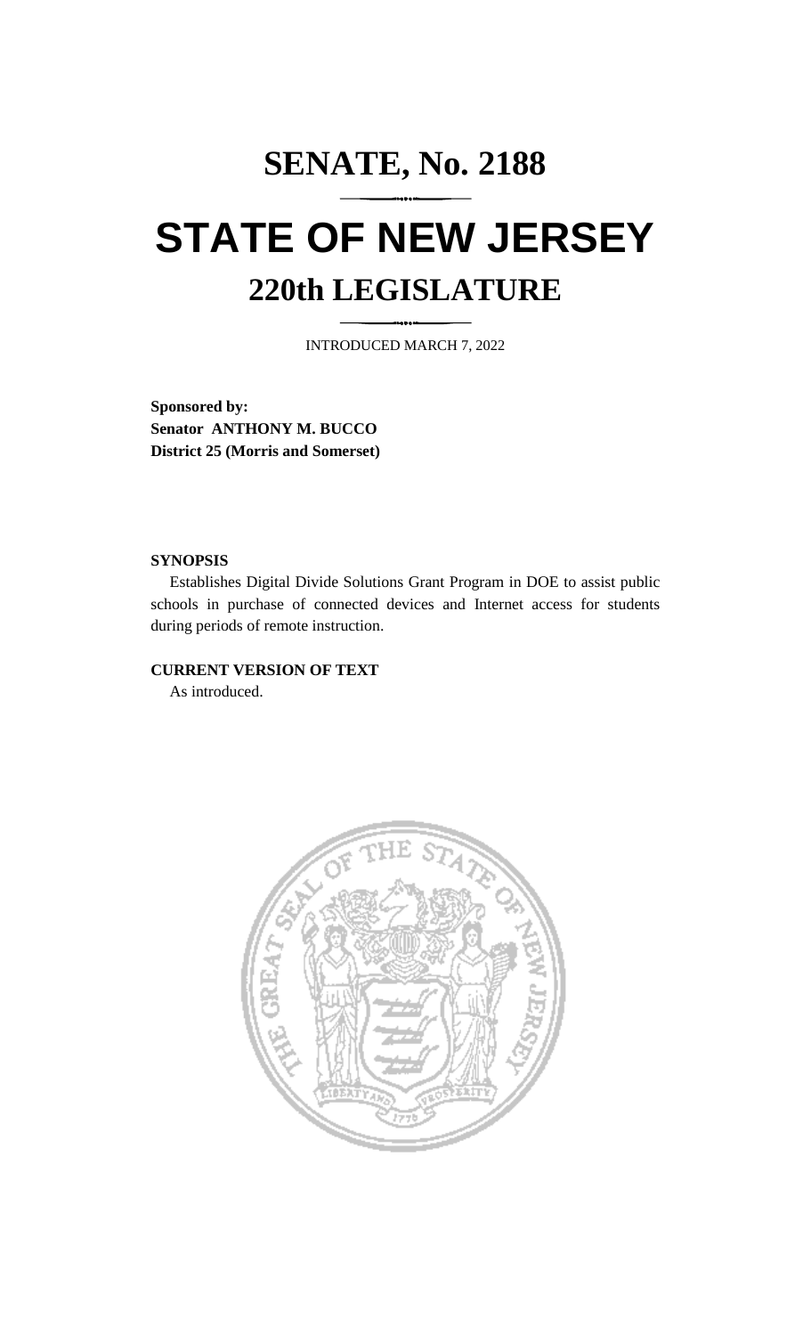# SENATE, No. 2188

# STATE OF NEW JERSEY

## 220th LEGISLATURE

INTRODUCED MARCH 7, 2022

**Sponsored by:**
**Senator ANTHONY M. BUCCO**
**District 25 (Morris and Somerset)**

**SYNOPSIS**

Establishes Digital Divide Solutions Grant Program in DOE to assist public schools in purchase of connected devices and Internet access for students during periods of remote instruction.

**CURRENT VERSION OF TEXT**

As introduced.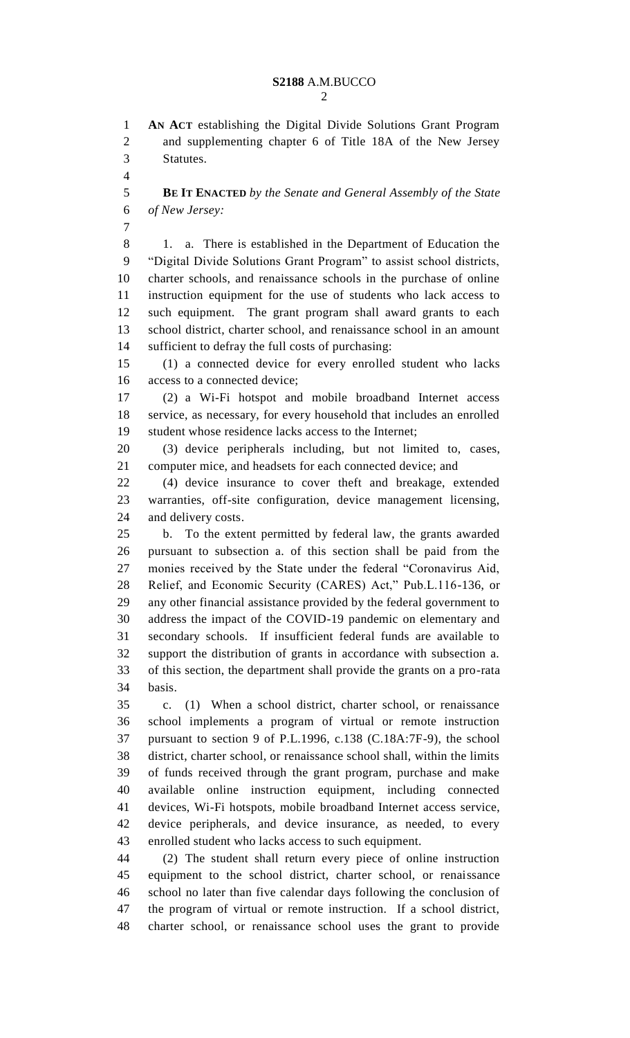**AN ACT** establishing the Digital Divide Solutions Grant Program and supplementing chapter 6 of Title 18A of the New Jersey Statutes.

**BE IT ENACTED** *by the Senate and General Assembly of the State of New Jersey:*

1. a. There is established in the Department of Education the "Digital Divide Solutions Grant Program" to assist school districts, charter schools, and renaissance schools in the purchase of online instruction equipment for the use of students who lack access to such equipment. The grant program shall award grants to each school district, charter school, and renaissance school in an amount sufficient to defray the full costs of purchasing:

(1) a connected device for every enrolled student who lacks access to a connected device;

(2) a Wi-Fi hotspot and mobile broadband Internet access service, as necessary, for every household that includes an enrolled student whose residence lacks access to the Internet;

(3) device peripherals including, but not limited to, cases, computer mice, and headsets for each connected device; and

(4) device insurance to cover theft and breakage, extended warranties, off-site configuration, device management licensing, and delivery costs.

b. To the extent permitted by federal law, the grants awarded pursuant to subsection a. of this section shall be paid from the monies received by the State under the federal "Coronavirus Aid, Relief, and Economic Security (CARES) Act," Pub.L.116-136, or any other financial assistance provided by the federal government to address the impact of the COVID-19 pandemic on elementary and secondary schools. If insufficient federal funds are available to support the distribution of grants in accordance with subsection a. of this section, the department shall provide the grants on a pro-rata basis.

c. (1) When a school district, charter school, or renaissance school implements a program of virtual or remote instruction pursuant to section 9 of P.L.1996, c.138 (C.18A:7F-9), the school district, charter school, or renaissance school shall, within the limits of funds received through the grant program, purchase and make available online instruction equipment, including connected devices, Wi-Fi hotspots, mobile broadband Internet access service, device peripherals, and device insurance, as needed, to every enrolled student who lacks access to such equipment.

(2) The student shall return every piece of online instruction equipment to the school district, charter school, or renaissance school no later than five calendar days following the conclusion of the program of virtual or remote instruction. If a school district, charter school, or renaissance school uses the grant to provide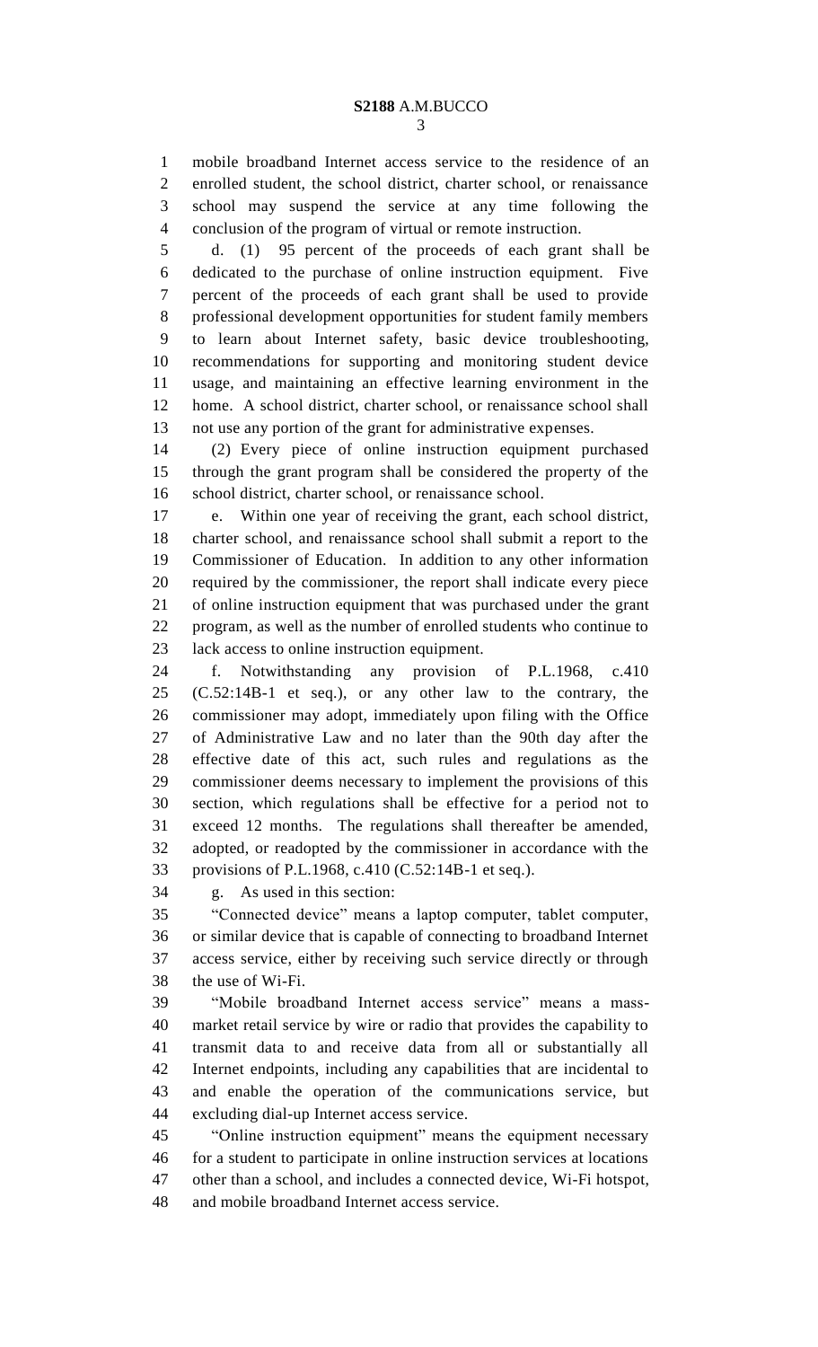mobile broadband Internet access service to the residence of an enrolled student, the school district, charter school, or renaissance school may suspend the service at any time following the conclusion of the program of virtual or remote instruction.

d. (1) 95 percent of the proceeds of each grant shall be dedicated to the purchase of online instruction equipment. Five percent of the proceeds of each grant shall be used to provide professional development opportunities for student family members to learn about Internet safety, basic device troubleshooting, recommendations for supporting and monitoring student device usage, and maintaining an effective learning environment in the home. A school district, charter school, or renaissance school shall not use any portion of the grant for administrative expenses.

(2) Every piece of online instruction equipment purchased through the grant program shall be considered the property of the school district, charter school, or renaissance school.

e. Within one year of receiving the grant, each school district, charter school, and renaissance school shall submit a report to the Commissioner of Education. In addition to any other information required by the commissioner, the report shall indicate every piece of online instruction equipment that was purchased under the grant program, as well as the number of enrolled students who continue to lack access to online instruction equipment.

f. Notwithstanding any provision of P.L.1968, c.410 (C.52:14B-1 et seq.), or any other law to the contrary, the commissioner may adopt, immediately upon filing with the Office of Administrative Law and no later than the 90th day after the effective date of this act, such rules and regulations as the commissioner deems necessary to implement the provisions of this section, which regulations shall be effective for a period not to exceed 12 months. The regulations shall thereafter be amended, adopted, or readopted by the commissioner in accordance with the provisions of P.L.1968, c.410 (C.52:14B-1 et seq.).

g. As used in this section:

"Connected device" means a laptop computer, tablet computer, or similar device that is capable of connecting to broadband Internet access service, either by receiving such service directly or through the use of Wi-Fi.

"Mobile broadband Internet access service" means a mass-market retail service by wire or radio that provides the capability to transmit data to and receive data from all or substantially all Internet endpoints, including any capabilities that are incidental to and enable the operation of the communications service, but excluding dial-up Internet access service.

"Online instruction equipment" means the equipment necessary for a student to participate in online instruction services at locations other than a school, and includes a connected device, Wi-Fi hotspot, and mobile broadband Internet access service.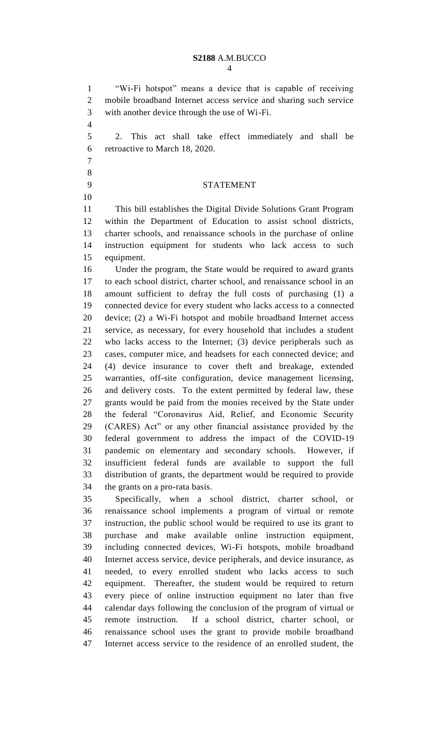"Wi-Fi hotspot" means a device that is capable of receiving mobile broadband Internet access service and sharing such service with another device through the use of Wi-Fi.

2. This act shall take effect immediately and shall be retroactive to March 18, 2020.

## STATEMENT

This bill establishes the Digital Divide Solutions Grant Program within the Department of Education to assist school districts, charter schools, and renaissance schools in the purchase of online instruction equipment for students who lack access to such equipment.

Under the program, the State would be required to award grants to each school district, charter school, and renaissance school in an amount sufficient to defray the full costs of purchasing (1) a connected device for every student who lacks access to a connected device; (2) a Wi-Fi hotspot and mobile broadband Internet access service, as necessary, for every household that includes a student who lacks access to the Internet; (3) device peripherals such as cases, computer mice, and headsets for each connected device; and (4) device insurance to cover theft and breakage, extended warranties, off-site configuration, device management licensing, and delivery costs. To the extent permitted by federal law, these grants would be paid from the monies received by the State under the federal "Coronavirus Aid, Relief, and Economic Security (CARES) Act" or any other financial assistance provided by the federal government to address the impact of the COVID-19 pandemic on elementary and secondary schools. However, if insufficient federal funds are available to support the full distribution of grants, the department would be required to provide the grants on a pro-rata basis.

Specifically, when a school district, charter school, or renaissance school implements a program of virtual or remote instruction, the public school would be required to use its grant to purchase and make available online instruction equipment, including connected devices, Wi-Fi hotspots, mobile broadband Internet access service, device peripherals, and device insurance, as needed, to every enrolled student who lacks access to such equipment. Thereafter, the student would be required to return every piece of online instruction equipment no later than five calendar days following the conclusion of the program of virtual or remote instruction. If a school district, charter school, or renaissance school uses the grant to provide mobile broadband Internet access service to the residence of an enrolled student, the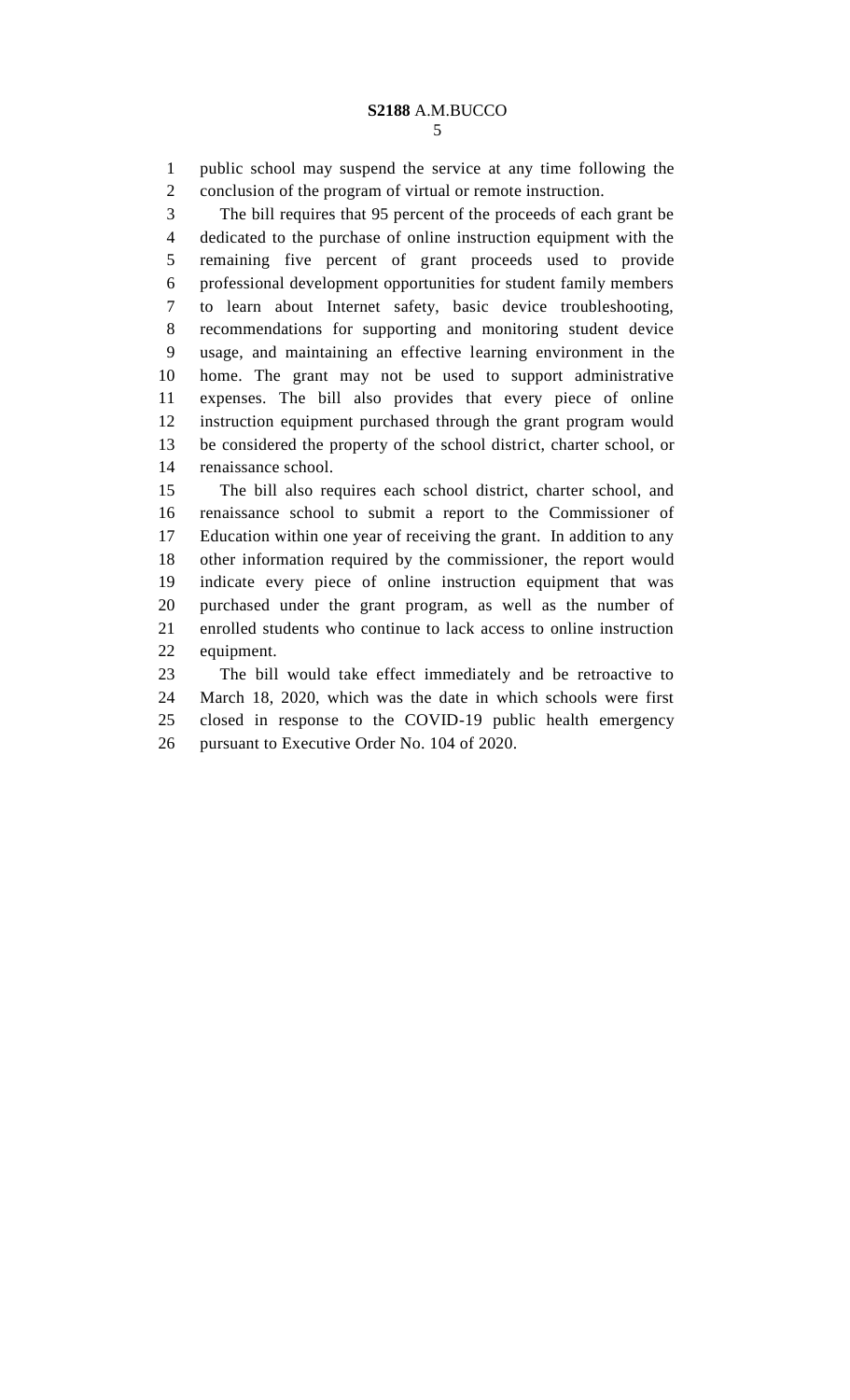public school may suspend the service at any time following the conclusion of the program of virtual or remote instruction.

The bill requires that 95 percent of the proceeds of each grant be dedicated to the purchase of online instruction equipment with the remaining five percent of grant proceeds used to provide professional development opportunities for student family members to learn about Internet safety, basic device troubleshooting, recommendations for supporting and monitoring student device usage, and maintaining an effective learning environment in the home. The grant may not be used to support administrative expenses. The bill also provides that every piece of online instruction equipment purchased through the grant program would be considered the property of the school district, charter school, or renaissance school.

The bill also requires each school district, charter school, and renaissance school to submit a report to the Commissioner of Education within one year of receiving the grant. In addition to any other information required by the commissioner, the report would indicate every piece of online instruction equipment that was purchased under the grant program, as well as the number of enrolled students who continue to lack access to online instruction equipment.

The bill would take effect immediately and be retroactive to March 18, 2020, which was the date in which schools were first closed in response to the COVID-19 public health emergency pursuant to Executive Order No. 104 of 2020.